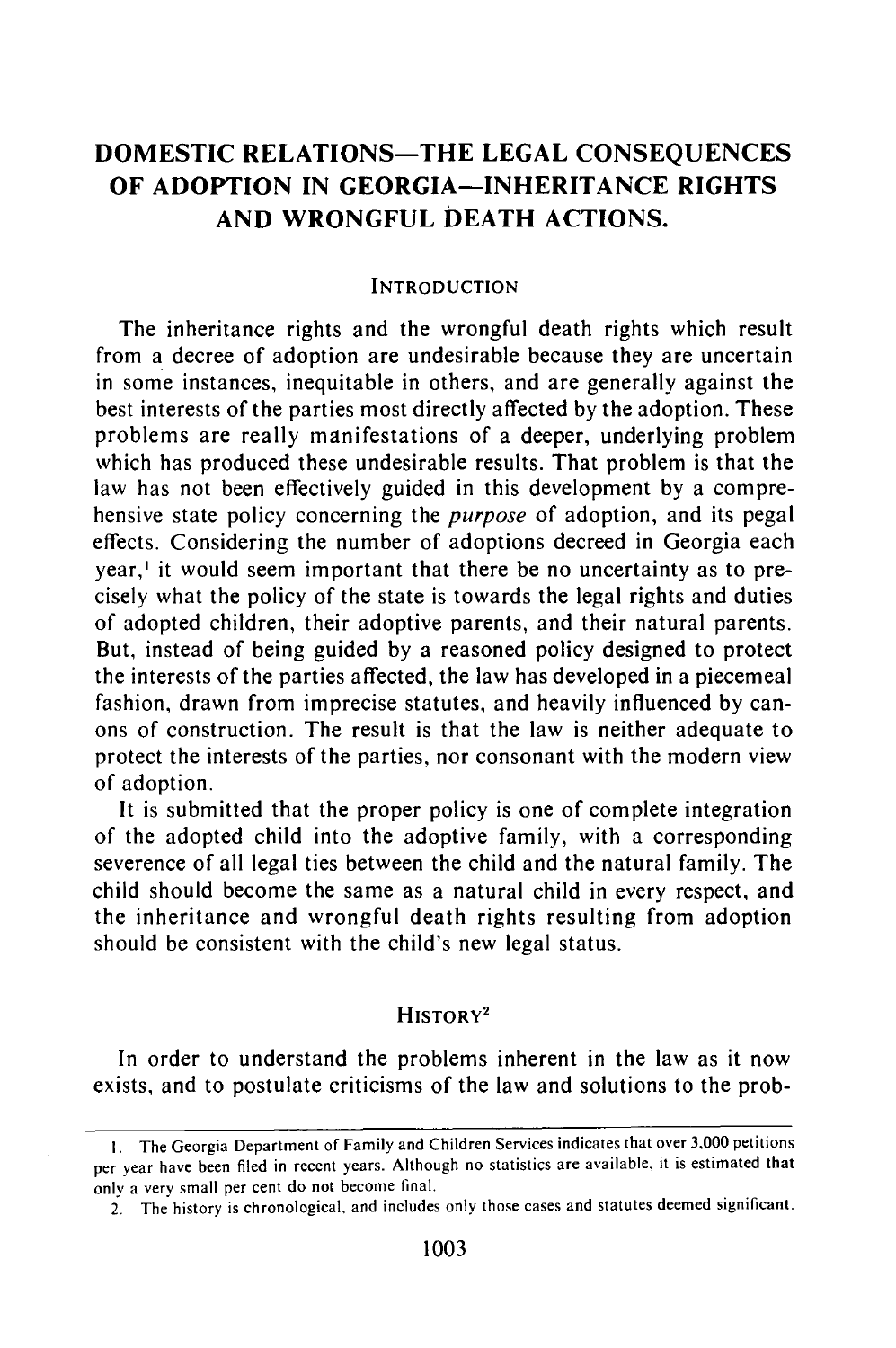# DOMESTIC RELATIONS—THE LEGAL CONSEQUENCES OF ADOPTION IN GEORGIA—INHERITANCE RIGHTS AND WRONGFUL DEATH ACTIONS.

## INTRODUCTION

The inheritance rights and the wrongful death rights which result from a decree of adoption are undesirable because they are uncertain in some instances, inequitable in others, and are generally against the best interests of the parties most directly affected by the adoption. These problems are really manifestations of a deeper, underlying problem which has produced these undesirable results. That problem is that the law has not been effectively guided in this development by a comprehensive state policy concerning the *purpose* of adoption, and its pegal effects. Considering the number of adoptions decreed in Georgia each year,[1] it would seem important that there be no uncertainty as to precisely what the policy of the state is towards the legal rights and duties of adopted children, their adoptive parents, and their natural parents. But, instead of being guided by a reasoned policy designed to protect the interests of the parties affected, the law has developed in a piecemeal fashion, drawn from imprecise statutes, and heavily influenced by canons of construction. The result is that the law is neither adequate to protect the interests of the parties, nor consonant with the modern view of adoption.

It is submitted that the proper policy is one of complete integration of the adopted child into the adoptive family, with a corresponding severence of all legal ties between the child and the natural family. The child should become the same as a natural child in every respect, and the inheritance and wrongful death rights resulting from adoption should be consistent with the child's new legal status.

## HISTORY[2]

In order to understand the problems inherent in the law as it now exists, and to postulate criticisms of the law and solutions to the prob-

---

1. The Georgia Department of Family and Children Services indicates that over 3,000 petitions per year have been filed in recent years. Although no statistics are available, it is estimated that only a very small per cent do not become final.

2. The history is chronological, and includes only those cases and statutes deemed significant.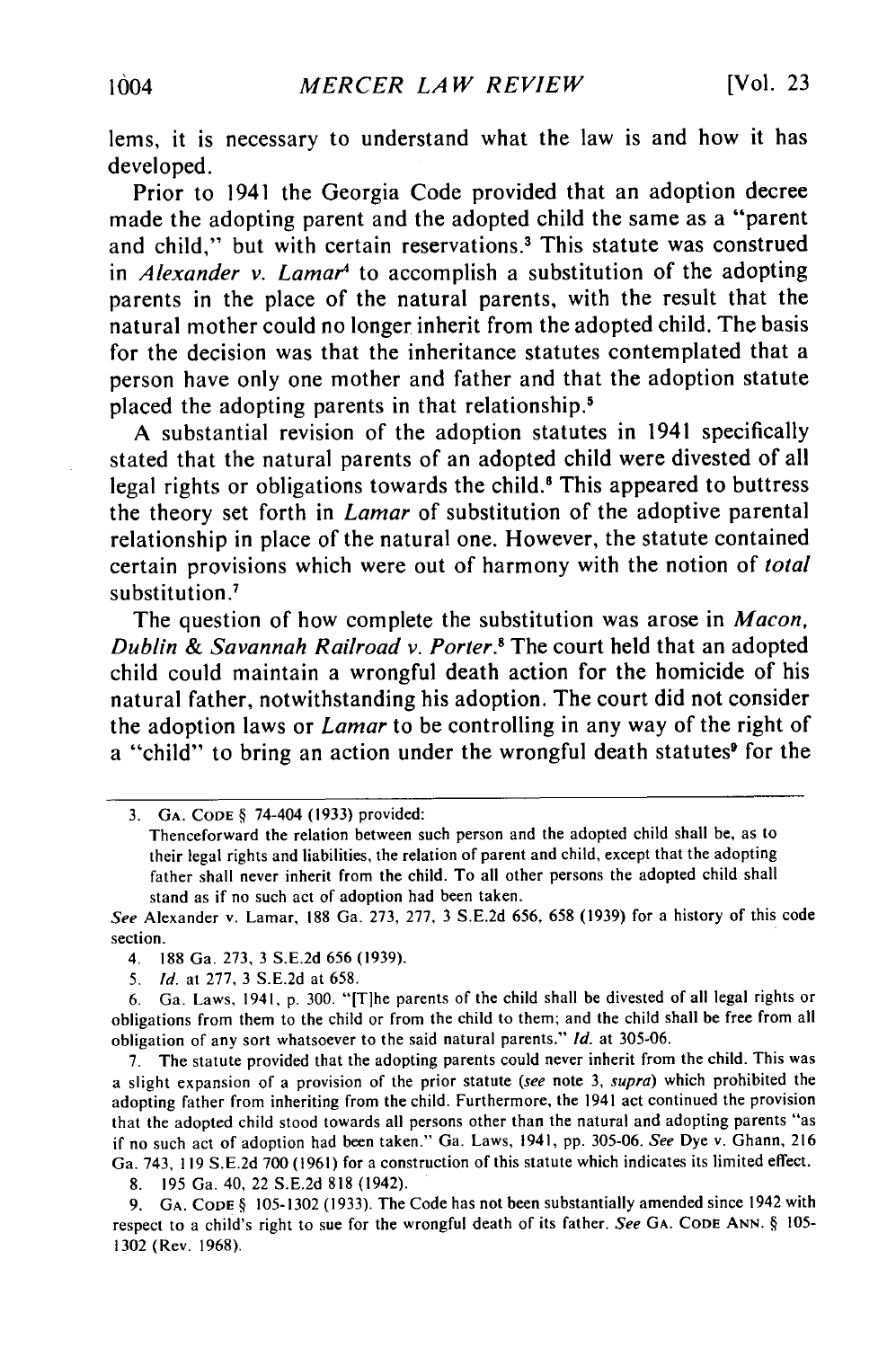lems, it is necessary to understand what the law is and how it has developed.

Prior to 1941 the Georgia Code provided that an adoption decree made the adopting parent and the adopted child the same as a "parent and child," but with certain reservations.[3] This statute was construed in *Alexander v. Lamar*[4] to accomplish a substitution of the adopting parents in the place of the natural parents, with the result that the natural mother could no longer inherit from the adopted child. The basis for the decision was that the inheritance statutes contemplated that a person have only one mother and father and that the adoption statute placed the adopting parents in that relationship.[5]

A substantial revision of the adoption statutes in 1941 specifically stated that the natural parents of an adopted child were divested of all legal rights or obligations towards the child.[6] This appeared to buttress the theory set forth in *Lamar* of substitution of the adoptive parental relationship in place of the natural one. However, the statute contained certain provisions which were out of harmony with the notion of *total* substitution.[7]

The question of how complete the substitution was arose in *Macon, Dublin & Savannah Railroad v. Porter*.[8] The court held that an adopted child could maintain a wrongful death action for the homicide of his natural father, notwithstanding his adoption. The court did not consider the adoption laws or *Lamar* to be controlling in any way of the right of a "child" to bring an action under the wrongful death statutes[9] for the

---

3. GA. CODE § 74-404 (1933) provided:

Thenceforward the relation between such person and the adopted child shall be, as to their legal rights and liabilities, the relation of parent and child, except that the adopting father shall never inherit from the child. To all other persons the adopted child shall stand as if no such act of adoption had been taken.

*See* Alexander v. Lamar, 188 Ga. 273, 277, 3 S.E.2d 656, 658 (1939) for a history of this code section.

4. 188 Ga. 273, 3 S.E.2d 656 (1939).

5. *Id.* at 277, 3 S.E.2d at 658.

6. Ga. Laws, 1941, p. 300. "[T]he parents of the child shall be divested of all legal rights or obligations from them to the child or from the child to them; and the child shall be free from all obligation of any sort whatsoever to the said natural parents." *Id.* at 305-06.

7. The statute provided that the adopting parents could never inherit from the child. This was a slight expansion of a provision of the prior statute (*see* note 3, *supra*) which prohibited the adopting father from inheriting from the child. Furthermore, the 1941 act continued the provision that the adopted child stood towards all persons other than the natural and adopting parents "as if no such act of adoption had been taken." Ga. Laws, 1941, pp. 305-06. *See* Dye v. Ghann, 216 Ga. 743, 119 S.E.2d 700 (1961) for a construction of this statute which indicates its limited effect.

8. 195 Ga. 40, 22 S.E.2d 818 (1942).

9. GA. CODE § 105-1302 (1933). The Code has not been substantially amended since 1942 with respect to a child's right to sue for the wrongful death of its father. *See* GA. CODE ANN. § 105-1302 (Rev. 1968).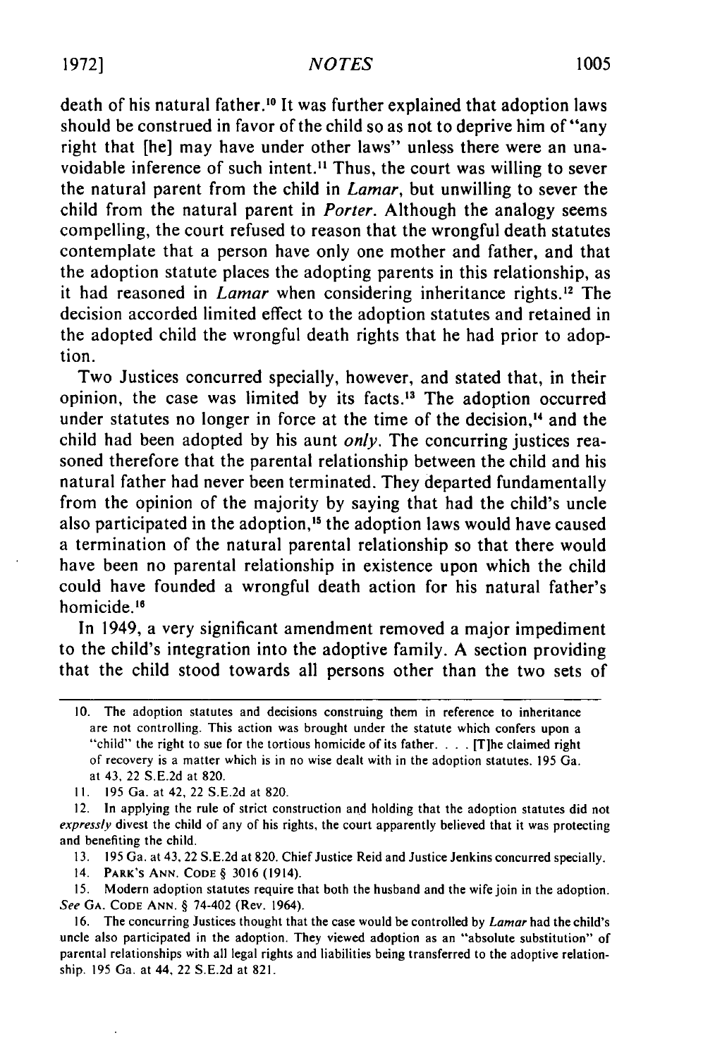death of his natural father.[10] It was further explained that adoption laws should be construed in favor of the child so as not to deprive him of "any right that [he] may have under other laws" unless there were an unavoidable inference of such intent.[11] Thus, the court was willing to sever the natural parent from the child in *Lamar*, but unwilling to sever the child from the natural parent in *Porter*. Although the analogy seems compelling, the court refused to reason that the wrongful death statutes contemplate that a person have only one mother and father, and that the adoption statute places the adopting parents in this relationship, as it had reasoned in *Lamar* when considering inheritance rights.[12] The decision accorded limited effect to the adoption statutes and retained in the adopted child the wrongful death rights that he had prior to adoption.

Two Justices concurred specially, however, and stated that, in their opinion, the case was limited by its facts.[13] The adoption occurred under statutes no longer in force at the time of the decision,[14] and the child had been adopted by his aunt *only*. The concurring justices reasoned therefore that the parental relationship between the child and his natural father had never been terminated. They departed fundamentally from the opinion of the majority by saying that had the child's uncle also participated in the adoption,[15] the adoption laws would have caused a termination of the natural parental relationship so that there would have been no parental relationship in existence upon which the child could have founded a wrongful death action for his natural father's homicide.[16]

In 1949, a very significant amendment removed a major impediment to the child's integration into the adoptive family. A section providing that the child stood towards all persons other than the two sets of

---

10. The adoption statutes and decisions construing them in reference to inheritance are not controlling. This action was brought under the statute which confers upon a "child" the right to sue for the tortious homicide of its father. . . . [T]he claimed right of recovery is a matter which is in no wise dealt with in the adoption statutes. 195 Ga. at 43, 22 S.E.2d at 820.

11. 195 Ga. at 42, 22 S.E.2d at 820.

12. In applying the rule of strict construction and holding that the adoption statutes did not *expressly* divest the child of any of his rights, the court apparently believed that it was protecting and benefiting the child.

13. 195 Ga. at 43, 22 S.E.2d at 820. Chief Justice Reid and Justice Jenkins concurred specially.

14. PARK'S ANN. CODE § 3016 (1914).

15. Modern adoption statutes require that both the husband and the wife join in the adoption. *See* GA. CODE ANN. § 74-402 (Rev. 1964).

16. The concurring Justices thought that the case would be controlled by *Lamar* had the child's uncle also participated in the adoption. They viewed adoption as an "absolute substitution" of parental relationships with all legal rights and liabilities being transferred to the adoptive relationship. 195 Ga. at 44, 22 S.E.2d at 821.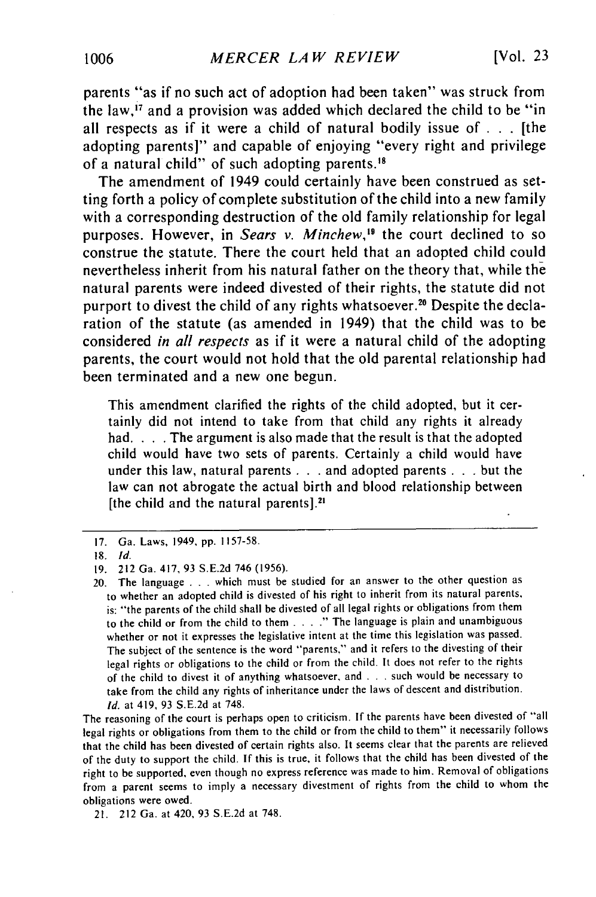parents "as if no such act of adoption had been taken" was struck from the law,[17] and a provision was added which declared the child to be "in all respects as if it were a child of natural bodily issue of . . . [the adopting parents]" and capable of enjoying "every right and privilege of a natural child" of such adopting parents.[18]

The amendment of 1949 could certainly have been construed as setting forth a policy of complete substitution of the child into a new family with a corresponding destruction of the old family relationship for legal purposes. However, in *Sears v. Minchew*,[19] the court declined to so construe the statute. There the court held that an adopted child could nevertheless inherit from his natural father on the theory that, while the natural parents were indeed divested of their rights, the statute did not purport to divest the child of any rights whatsoever.[20] Despite the declaration of the statute (as amended in 1949) that the child was to be considered *in all respects* as if it were a natural child of the adopting parents, the court would not hold that the old parental relationship had been terminated and a new one begun.

> This amendment clarified the rights of the child adopted, but it certainly did not intend to take from that child any rights it already had. . . . The argument is also made that the result is that the adopted child would have two sets of parents. Certainly a child would have under this law, natural parents . . . and adopted parents . . . but the law can not abrogate the actual birth and blood relationship between [the child and the natural parents].[21]

---

17. Ga. Laws, 1949, pp. 1157-58.

18. *Id.*

19. 212 Ga. 417, 93 S.E.2d 746 (1956).

20. The language . . . which must be studied for an answer to the other question as to whether an adopted child is divested of his right to inherit from its natural parents, is: "the parents of the child shall be divested of all legal rights or obligations from them to the child or from the child to them . . . ." The language is plain and unambiguous whether or not it expresses the legislative intent at the time this legislation was passed. The subject of the sentence is the word "parents," and it refers to the divesting of their legal rights or obligations to the child or from the child. It does not refer to the rights of the child to divest it of anything whatsoever, and . . . such would be necessary to take from the child any rights of inheritance under the laws of descent and distribution. *Id.* at 419, 93 S.E.2d at 748.

The reasoning of the court is perhaps open to criticism. If the parents have been divested of "all legal rights or obligations from them to the child or from the child to them" it necessarily follows that the child has been divested of certain rights also. It seems clear that the parents are relieved of the duty to support the child. If this is true, it follows that the child has been divested of the right to be supported, even though no express reference was made to him. Removal of obligations from a parent seems to imply a necessary divestment of rights from the child to whom the obligations were owed.

21. 212 Ga. at 420, 93 S.E.2d at 748.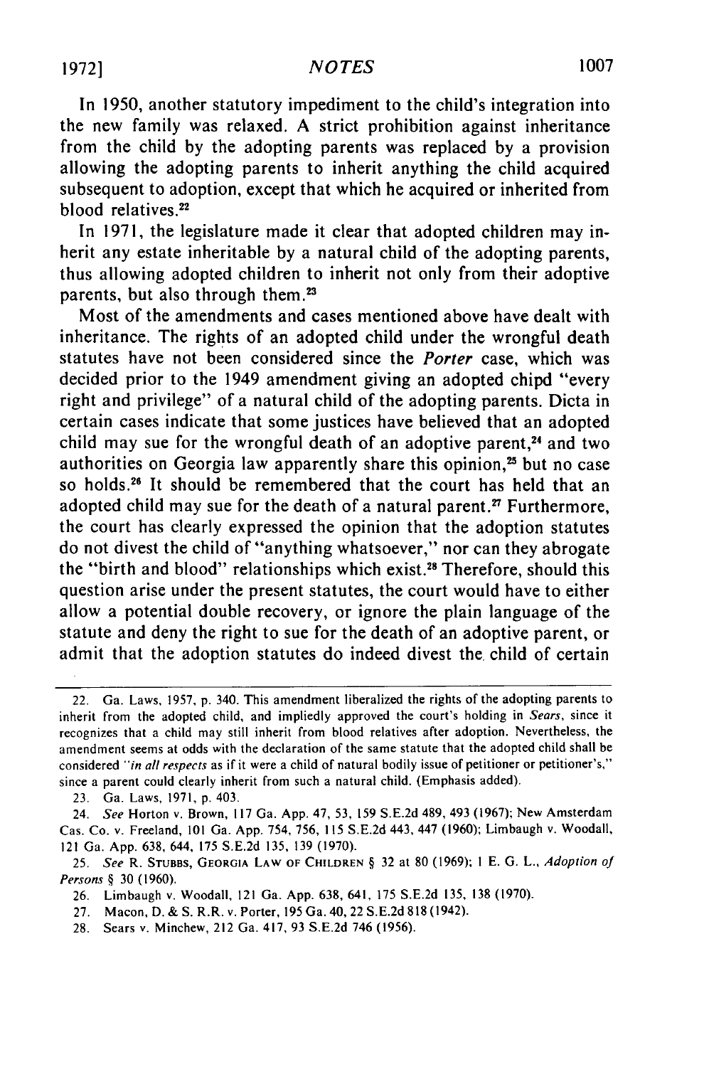In 1950, another statutory impediment to the child's integration into the new family was relaxed. A strict prohibition against inheritance from the child by the adopting parents was replaced by a provision allowing the adopting parents to inherit anything the child acquired subsequent to adoption, except that which he acquired or inherited from blood relatives.[22]

In 1971, the legislature made it clear that adopted children may inherit any estate inheritable by a natural child of the adopting parents, thus allowing adopted children to inherit not only from their adoptive parents, but also through them.[23]

Most of the amendments and cases mentioned above have dealt with inheritance. The rights of an adopted child under the wrongful death statutes have not been considered since the *Porter* case, which was decided prior to the 1949 amendment giving an adopted chipd "every right and privilege" of a natural child of the adopting parents. Dicta in certain cases indicate that some justices have believed that an adopted child may sue for the wrongful death of an adoptive parent,[24] and two authorities on Georgia law apparently share this opinion,[25] but no case so holds.[26] It should be remembered that the court has held that an adopted child may sue for the death of a natural parent.[27] Furthermore, the court has clearly expressed the opinion that the adoption statutes do not divest the child of "anything whatsoever," nor can they abrogate the "birth and blood" relationships which exist.[28] Therefore, should this question arise under the present statutes, the court would have to either allow a potential double recovery, or ignore the plain language of the statute and deny the right to sue for the death of an adoptive parent, or admit that the adoption statutes do indeed divest the child of certain

---

22. Ga. Laws, 1957, p. 340. This amendment liberalized the rights of the adopting parents to inherit from the adopted child, and impliedly approved the court's holding in *Sears*, since it recognizes that a child may still inherit from blood relatives after adoption. Nevertheless, the amendment seems at odds with the declaration of the same statute that the adopted child shall be considered "*in all respects* as if it were a child of natural bodily issue of petitioner or petitioner's," since a parent could clearly inherit from such a natural child. (Emphasis added).

23. Ga. Laws, 1971, p. 403.

24. *See* Horton v. Brown, 117 Ga. App. 47, 53, 159 S.E.2d 489, 493 (1967); New Amsterdam Cas. Co. v. Freeland, 101 Ga. App. 754, 756, 115 S.E.2d 443, 447 (1960); Limbaugh v. Woodall, 121 Ga. App. 638, 644, 175 S.E.2d 135, 139 (1970).

25. *See* R. STUBBS, GEORGIA LAW OF CHILDREN § 32 at 80 (1969); 1 E. G. L., *Adoption of Persons* § 30 (1960).

26. Limbaugh v. Woodall, 121 Ga. App. 638, 641, 175 S.E.2d 135, 138 (1970).

27. Macon, D. & S. R.R. v. Porter, 195 Ga. 40, 22 S.E.2d 818 (1942).

28. Sears v. Minchew, 212 Ga. 417, 93 S.E.2d 746 (1956).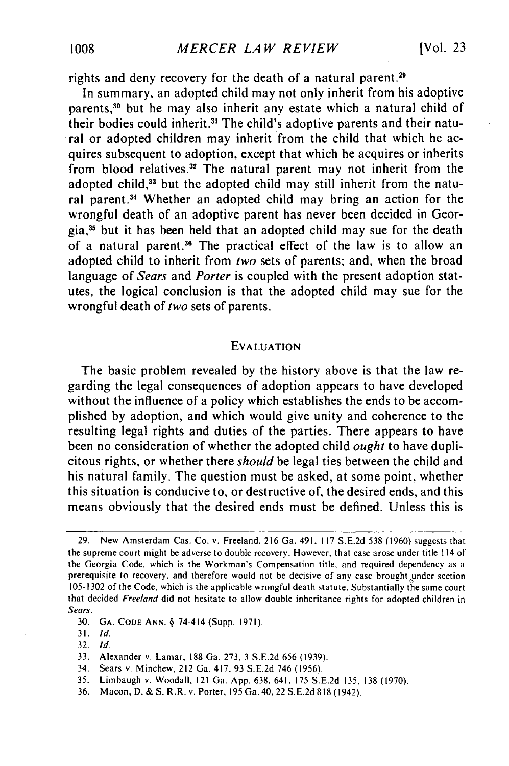rights and deny recovery for the death of a natural parent.[29]

In summary, an adopted child may not only inherit from his adoptive parents,[30] but he may also inherit any estate which a natural child of their bodies could inherit.[31] The child's adoptive parents and their natural or adopted children may inherit from the child that which he acquires subsequent to adoption, except that which he acquires or inherits from blood relatives.[32] The natural parent may not inherit from the adopted child,[33] but the adopted child may still inherit from the natural parent.[34] Whether an adopted child may bring an action for the wrongful death of an adoptive parent has never been decided in Georgia,[35] but it has been held that an adopted child may sue for the death of a natural parent.[36] The practical effect of the law is to allow an adopted child to inherit from *two* sets of parents; and, when the broad language of *Sears* and *Porter* is coupled with the present adoption statutes, the logical conclusion is that the adopted child may sue for the wrongful death of *two* sets of parents.

## EVALUATION

The basic problem revealed by the history above is that the law regarding the legal consequences of adoption appears to have developed without the influence of a policy which establishes the ends to be accomplished by adoption, and which would give unity and coherence to the resulting legal rights and duties of the parties. There appears to have been no consideration of whether the adopted child *ought* to have duplicitous rights, or whether there *should* be legal ties between the child and his natural family. The question must be asked, at some point, whether this situation is conducive to, or destructive of, the desired ends, and this means obviously that the desired ends must be defined. Unless this is

---

29. New Amsterdam Cas. Co. v. Freeland, 216 Ga. 491, 117 S.E.2d 538 (1960) suggests that the supreme court might be adverse to double recovery. However, that case arose under title 114 of the Georgia Code, which is the Workman's Compensation title, and required dependency as a prerequisite to recovery, and therefore would not be decisive of any case brought under section 105-1302 of the Code, which is the applicable wrongful death statute. Substantially the same court that decided *Freeland* did not hesitate to allow double inheritance rights for adopted children in *Sears*.

30. GA. CODE ANN. § 74-414 (Supp. 1971).

31. *Id.*

32. *Id.*

33. Alexander v. Lamar, 188 Ga. 273, 3 S.E.2d 656 (1939).

34. Sears v. Minchew, 212 Ga. 417, 93 S.E.2d 746 (1956).

35. Limbaugh v. Woodall, 121 Ga. App. 638, 641, 175 S.E.2d 135, 138 (1970).

36. Macon, D. & S. R.R. v. Porter, 195 Ga. 40, 22 S.E.2d 818 (1942).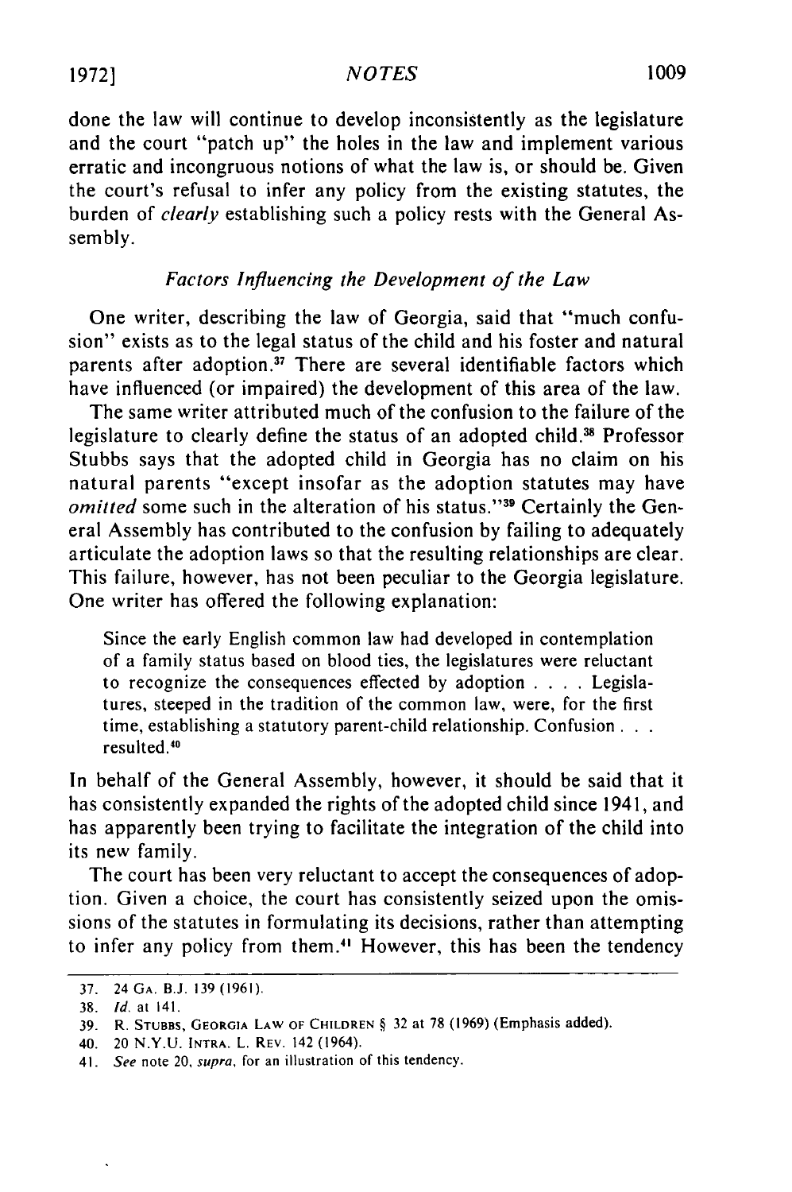done the law will continue to develop inconsistently as the legislature and the court "patch up" the holes in the law and implement various erratic and incongruous notions of what the law is, or should be. Given the court's refusal to infer any policy from the existing statutes, the burden of *clearly* establishing such a policy rests with the General Assembly.

### *Factors Influencing the Development of the Law*

One writer, describing the law of Georgia, said that "much confusion" exists as to the legal status of the child and his foster and natural parents after adoption.[37] There are several identifiable factors which have influenced (or impaired) the development of this area of the law.

The same writer attributed much of the confusion to the failure of the legislature to clearly define the status of an adopted child.[38] Professor Stubbs says that the adopted child in Georgia has no claim on his natural parents "except insofar as the adoption statutes may have *omitted* some such in the alteration of his status."[39] Certainly the General Assembly has contributed to the confusion by failing to adequately articulate the adoption laws so that the resulting relationships are clear. This failure, however, has not been peculiar to the Georgia legislature. One writer has offered the following explanation:

> Since the early English common law had developed in contemplation of a family status based on blood ties, the legislatures were reluctant to recognize the consequences effected by adoption . . . . Legislatures, steeped in the tradition of the common law, were, for the first time, establishing a statutory parent-child relationship. Confusion . . . resulted.[40]

In behalf of the General Assembly, however, it should be said that it has consistently expanded the rights of the adopted child since 1941, and has apparently been trying to facilitate the integration of the child into its new family.

The court has been very reluctant to accept the consequences of adoption. Given a choice, the court has consistently seized upon the omissions of the statutes in formulating its decisions, rather than attempting to infer any policy from them.[41] However, this has been the tendency

---

37. 24 GA. B.J. 139 (1961).

38. *Id.* at 141.

39. R. STUBBS, GEORGIA LAW OF CHILDREN § 32 at 78 (1969) (Emphasis added).

40. 20 N.Y.U. INTRA. L. REV. 142 (1964).

41. *See* note 20, *supra*, for an illustration of this tendency.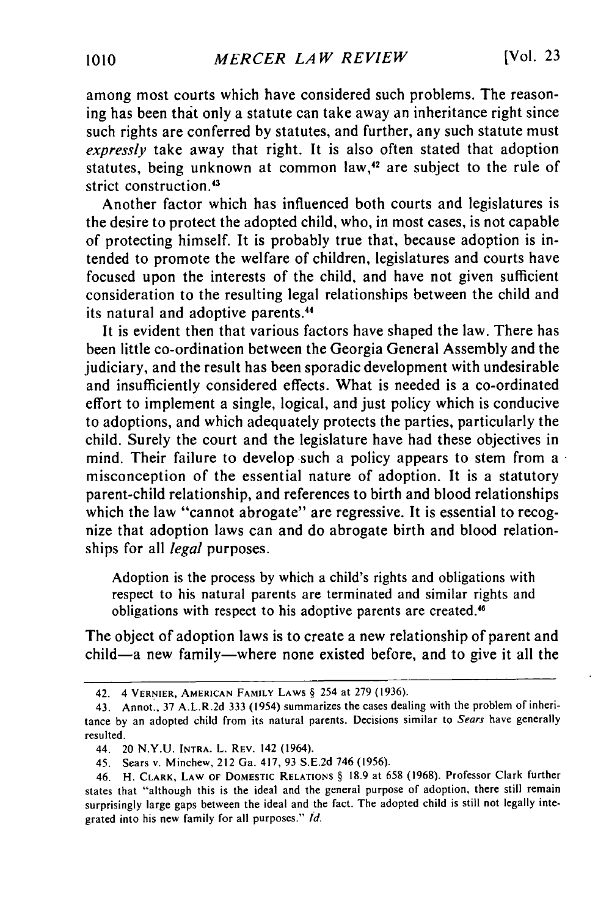among most courts which have considered such problems. The reasoning has been that only a statute can take away an inheritance right since such rights are conferred by statutes, and further, any such statute must *expressly* take away that right. It is also often stated that adoption statutes, being unknown at common law,[42] are subject to the rule of strict construction.[43]

Another factor which has influenced both courts and legislatures is the desire to protect the adopted child, who, in most cases, is not capable of protecting himself. It is probably true that, because adoption is intended to promote the welfare of children, legislatures and courts have focused upon the interests of the child, and have not given sufficient consideration to the resulting legal relationships between the child and its natural and adoptive parents.[44]

It is evident then that various factors have shaped the law. There has been little co-ordination between the Georgia General Assembly and the judiciary, and the result has been sporadic development with undesirable and insufficiently considered effects. What is needed is a co-ordinated effort to implement a single, logical, and just policy which is conducive to adoptions, and which adequately protects the parties, particularly the child. Surely the court and the legislature have had these objectives in mind. Their failure to develop such a policy appears to stem from a misconception of the essential nature of adoption. It is a statutory parent-child relationship, and references to birth and blood relationships which the law "cannot abrogate" are regressive. It is essential to recognize that adoption laws can and do abrogate birth and blood relationships for all *legal* purposes.

> Adoption is the process by which a child's rights and obligations with respect to his natural parents are terminated and similar rights and obligations with respect to his adoptive parents are created.[46]

The object of adoption laws is to create a new relationship of parent and child—a new family—where none existed before, and to give it all the

---

42. 4 VERNIER, AMERICAN FAMILY LAWS § 254 at 279 (1936).

43. Annot., 37 A.L.R.2d 333 (1954) summarizes the cases dealing with the problem of inheritance by an adopted child from its natural parents. Decisions similar to *Sears* have generally resulted.

44. 20 N.Y.U. INTRA. L. REV. 142 (1964).

45. Sears v. Minchew, 212 Ga. 417, 93 S.E.2d 746 (1956).

46. H. CLARK, LAW OF DOMESTIC RELATIONS § 18.9 at 658 (1968). Professor Clark further states that "although this is the ideal and the general purpose of adoption, there still remain surprisingly large gaps between the ideal and the fact. The adopted child is still not legally integrated into his new family for all purposes." *Id.*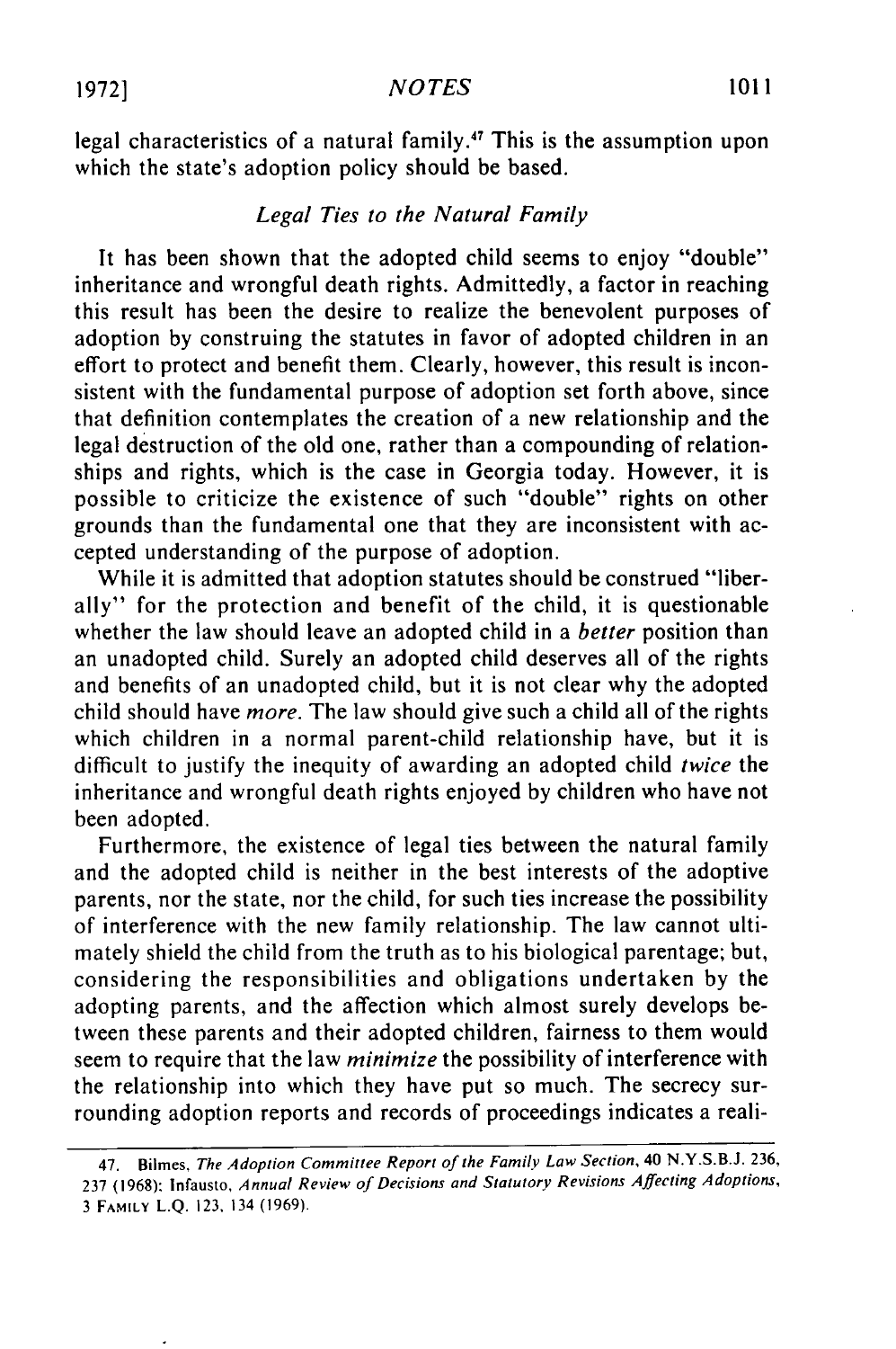legal characteristics of a natural family.[47] This is the assumption upon which the state's adoption policy should be based.

### *Legal Ties to the Natural Family*

It has been shown that the adopted child seems to enjoy "double" inheritance and wrongful death rights. Admittedly, a factor in reaching this result has been the desire to realize the benevolent purposes of adoption by construing the statutes in favor of adopted children in an effort to protect and benefit them. Clearly, however, this result is inconsistent with the fundamental purpose of adoption set forth above, since that definition contemplates the creation of a new relationship and the legal destruction of the old one, rather than a compounding of relationships and rights, which is the case in Georgia today. However, it is possible to criticize the existence of such "double" rights on other grounds than the fundamental one that they are inconsistent with accepted understanding of the purpose of adoption.

While it is admitted that adoption statutes should be construed "liberally" for the protection and benefit of the child, it is questionable whether the law should leave an adopted child in a *better* position than an unadopted child. Surely an adopted child deserves all of the rights and benefits of an unadopted child, but it is not clear why the adopted child should have *more*. The law should give such a child all of the rights which children in a normal parent-child relationship have, but it is difficult to justify the inequity of awarding an adopted child *twice* the inheritance and wrongful death rights enjoyed by children who have not been adopted.

Furthermore, the existence of legal ties between the natural family and the adopted child is neither in the best interests of the adoptive parents, nor the state, nor the child, for such ties increase the possibility of interference with the new family relationship. The law cannot ultimately shield the child from the truth as to his biological parentage; but, considering the responsibilities and obligations undertaken by the adopting parents, and the affection which almost surely develops between these parents and their adopted children, fairness to them would seem to require that the law *minimize* the possibility of interference with the relationship into which they have put so much. The secrecy surrounding adoption reports and records of proceedings indicates a reali-

---

47. Bilmes, *The Adoption Committee Report of the Family Law Section*, 40 N.Y.S.B.J. 236, 237 (1968); Infausto, *Annual Review of Decisions and Statutory Revisions Affecting Adoptions*, 3 FAMILY L.Q. 123, 134 (1969).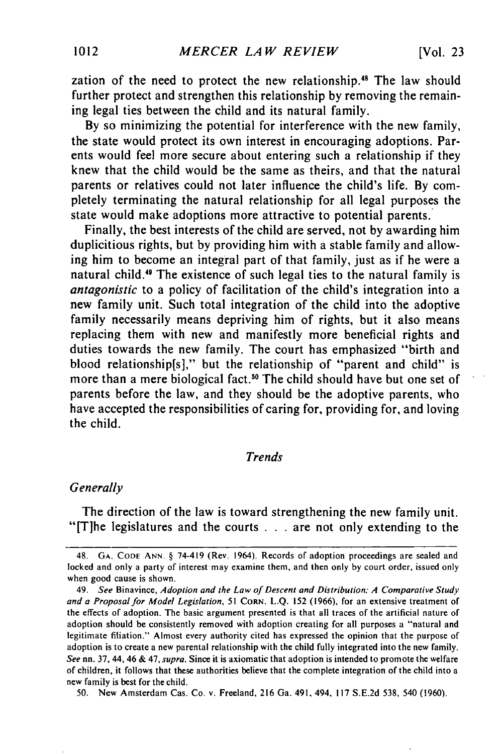zation of the need to protect the new relationship.[48] The law should further protect and strengthen this relationship by removing the remaining legal ties between the child and its natural family.

By so minimizing the potential for interference with the new family, the state would protect its own interest in encouraging adoptions. Parents would feel more secure about entering such a relationship if they knew that the child would be the same as theirs, and that the natural parents or relatives could not later influence the child's life. By completely terminating the natural relationship for all legal purposes the state would make adoptions more attractive to potential parents.

Finally, the best interests of the child are served, not by awarding him duplicitious rights, but by providing him with a stable family and allowing him to become an integral part of that family, just as if he were a natural child.[49] The existence of such legal ties to the natural family is *antagonistic* to a policy of facilitation of the child's integration into a new family unit. Such total integration of the child into the adoptive family necessarily means depriving him of rights, but it also means replacing them with new and manifestly more beneficial rights and duties towards the new family. The court has emphasized "birth and blood relationship[s]," but the relationship of "parent and child" is more than a mere biological fact.[50] The child should have but one set of parents before the law, and they should be the adoptive parents, who have accepted the responsibilities of caring for, providing for, and loving the child.

### *Trends*

#### *Generally*

The direction of the law is toward strengthening the new family unit. "[T]he legislatures and the courts . . . are not only extending to the

---

48. GA. CODE ANN. § 74-419 (Rev. 1964). Records of adoption proceedings are sealed and locked and only a party of interest may examine them, and then only by court order, issued only when good cause is shown.

49. *See* Binavince, *Adoption and the Law of Descent and Distribution: A Comparative Study and a Proposal for Model Legislation*, 51 CORN. L.Q. 152 (1966), for an extensive treatment of the effects of adoption. The basic argument presented is that all traces of the artificial nature of adoption should be consistently removed with adoption creating for all purposes a "natural and legitimate filiation." Almost every authority cited has expressed the opinion that the purpose of adoption is to create a new parental relationship with the child fully integrated into the new family. *See* nn. 37, 44, 46 & 47, *supra*. Since it is axiomatic that adoption is intended to promote the welfare of children, it follows that these authorities believe that the complete integration of the child into a new family is best for the child.

50. New Amsterdam Cas. Co. v. Freeland, 216 Ga. 491, 494, 117 S.E.2d 538, 540 (1960).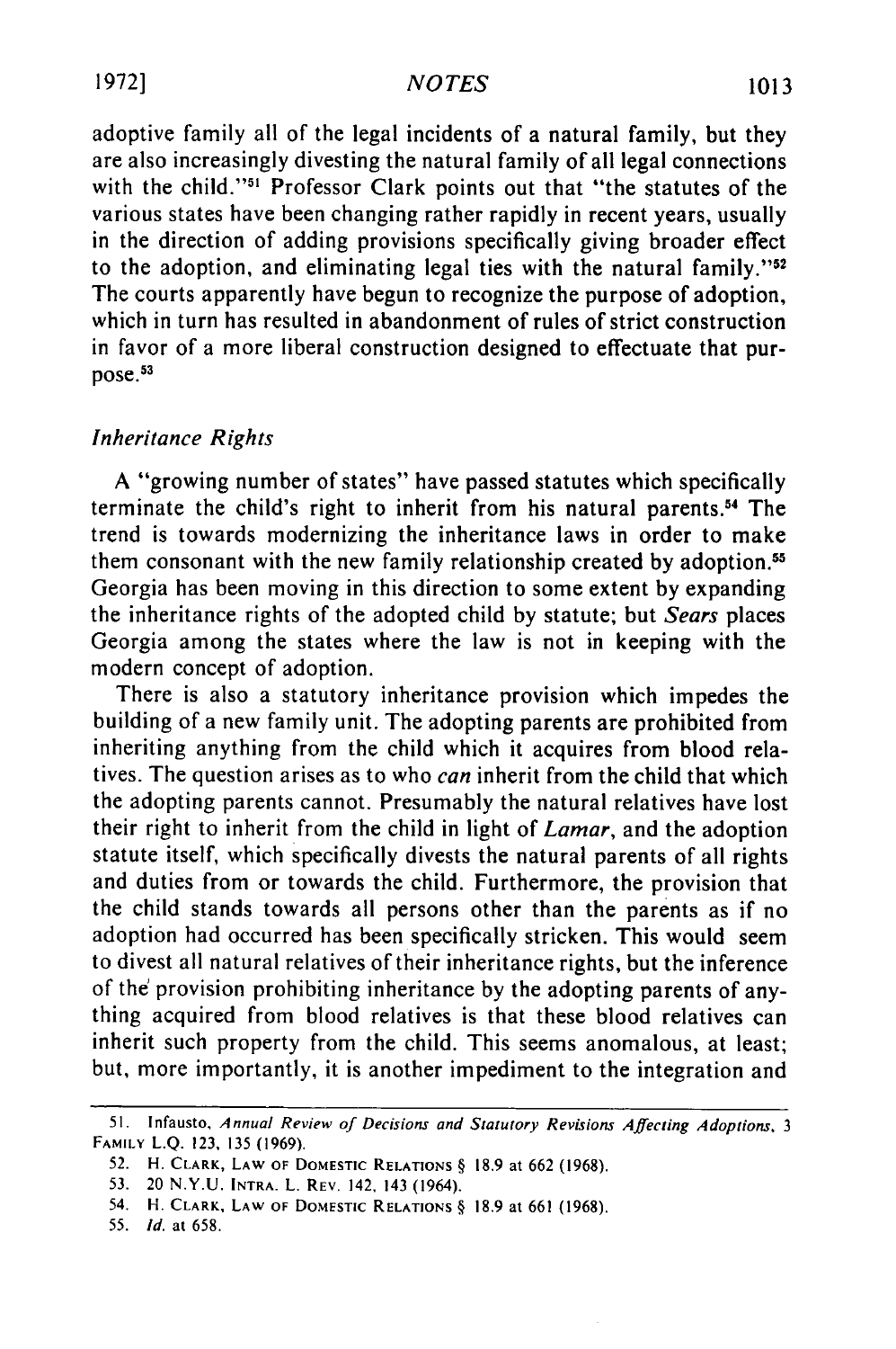adoptive family all of the legal incidents of a natural family, but they are also increasingly divesting the natural family of all legal connections with the child."[51] Professor Clark points out that "the statutes of the various states have been changing rather rapidly in recent years, usually in the direction of adding provisions specifically giving broader effect to the adoption, and eliminating legal ties with the natural family."[52] The courts apparently have begun to recognize the purpose of adoption, which in turn has resulted in abandonment of rules of strict construction in favor of a more liberal construction designed to effectuate that purpose.[53]

### *Inheritance Rights*

A "growing number of states" have passed statutes which specifically terminate the child's right to inherit from his natural parents.[54] The trend is towards modernizing the inheritance laws in order to make them consonant with the new family relationship created by adoption.[55] Georgia has been moving in this direction to some extent by expanding the inheritance rights of the adopted child by statute; but *Sears* places Georgia among the states where the law is not in keeping with the modern concept of adoption.

There is also a statutory inheritance provision which impedes the building of a new family unit. The adopting parents are prohibited from inheriting anything from the child which it acquires from blood relatives. The question arises as to who *can* inherit from the child that which the adopting parents cannot. Presumably the natural relatives have lost their right to inherit from the child in light of *Lamar*, and the adoption statute itself, which specifically divests the natural parents of all rights and duties from or towards the child. Furthermore, the provision that the child stands towards all persons other than the parents as if no adoption had occurred has been specifically stricken. This would seem to divest all natural relatives of their inheritance rights, but the inference of the provision prohibiting inheritance by the adopting parents of anything acquired from blood relatives is that these blood relatives can inherit such property from the child. This seems anomalous, at least; but, more importantly, it is another impediment to the integration and

---

51. Infausto, *Annual Review of Decisions and Statutory Revisions Affecting Adoptions*, 3 FAMILY L.Q. 123, 135 (1969).

52. H. CLARK, LAW OF DOMESTIC RELATIONS § 18.9 at 662 (1968).

53. 20 N.Y.U. INTRA. L. REV. 142, 143 (1964).

54. H. CLARK, LAW OF DOMESTIC RELATIONS § 18.9 at 661 (1968).

55. *Id.* at 658.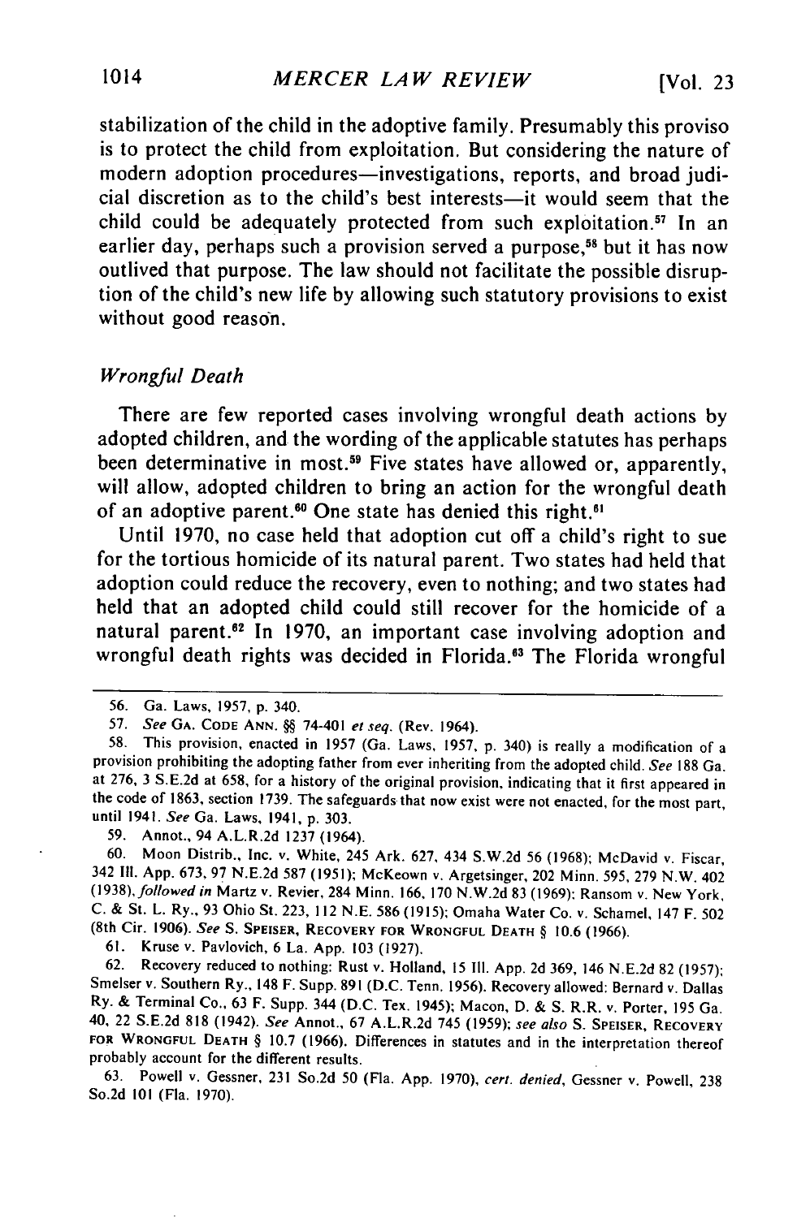stabilization of the child in the adoptive family. Presumably this proviso is to protect the child from exploitation. But considering the nature of modern adoption procedures—investigations, reports, and broad judicial discretion as to the child's best interests—it would seem that the child could be adequately protected from such exploitation.[57] In an earlier day, perhaps such a provision served a purpose,[58] but it has now outlived that purpose. The law should not facilitate the possible disruption of the child's new life by allowing such statutory provisions to exist without good reason.

### *Wrongful Death*

There are few reported cases involving wrongful death actions by adopted children, and the wording of the applicable statutes has perhaps been determinative in most.[59] Five states have allowed or, apparently, will allow, adopted children to bring an action for the wrongful death of an adoptive parent.[60] One state has denied this right.[61]

Until 1970, no case held that adoption cut off a child's right to sue for the tortious homicide of its natural parent. Two states had held that adoption could reduce the recovery, even to nothing; and two states had held that an adopted child could still recover for the homicide of a natural parent.[62] In 1970, an important case involving adoption and wrongful death rights was decided in Florida.[63] The Florida wrongful

---

56. Ga. Laws, 1957, p. 340.

57. *See* GA. CODE ANN. §§ 74-401 *et seq.* (Rev. 1964).

58. This provision, enacted in 1957 (Ga. Laws, 1957, p. 340) is really a modification of a provision prohibiting the adopting father from ever inheriting from the adopted child. *See* 188 Ga. at 276, 3 S.E.2d at 658, for a history of the original provision, indicating that it first appeared in the code of 1863, section 1739. The safeguards that now exist were not enacted, for the most part, until 1941. *See* Ga. Laws, 1941, p. 303.

59. Annot., 94 A.L.R.2d 1237 (1964).

60. Moon Distrib., Inc. v. White, 245 Ark. 627, 434 S.W.2d 56 (1968); McDavid v. Fiscar, 342 Ill. App. 673, 97 N.E.2d 587 (1951); McKeown v. Argetsinger, 202 Minn. 595, 279 N.W. 402 (1938), *followed in* Martz v. Revier, 284 Minn. 166, 170 N.W.2d 83 (1969); Ransom v. New York, C. & St. L. Ry., 93 Ohio St. 223, 112 N.E. 586 (1915); Omaha Water Co. v. Schamel, 147 F. 502 (8th Cir. 1906). *See* S. SPEISER, RECOVERY FOR WRONGFUL DEATH § 10.6 (1966).

61. Kruse v. Pavlovich, 6 La. App. 103 (1927).

62. Recovery reduced to nothing: Rust v. Holland, 15 Ill. App. 2d 369, 146 N.E.2d 82 (1957); Smelser v. Southern Ry., 148 F. Supp. 891 (D.C. Tenn. 1956). Recovery allowed: Bernard v. Dallas Ry. & Terminal Co., 63 F. Supp. 344 (D.C. Tex. 1945); Macon, D. & S. R.R. v. Porter, 195 Ga. 40, 22 S.E.2d 818 (1942). *See* Annot., 67 A.L.R.2d 745 (1959); *see also* S. SPEISER, RECOVERY FOR WRONGFUL DEATH § 10.7 (1966). Differences in statutes and in the interpretation thereof probably account for the different results.

63. Powell v. Gessner, 231 So.2d 50 (Fla. App. 1970), *cert. denied*, Gessner v. Powell, 238 So.2d 101 (Fla. 1970).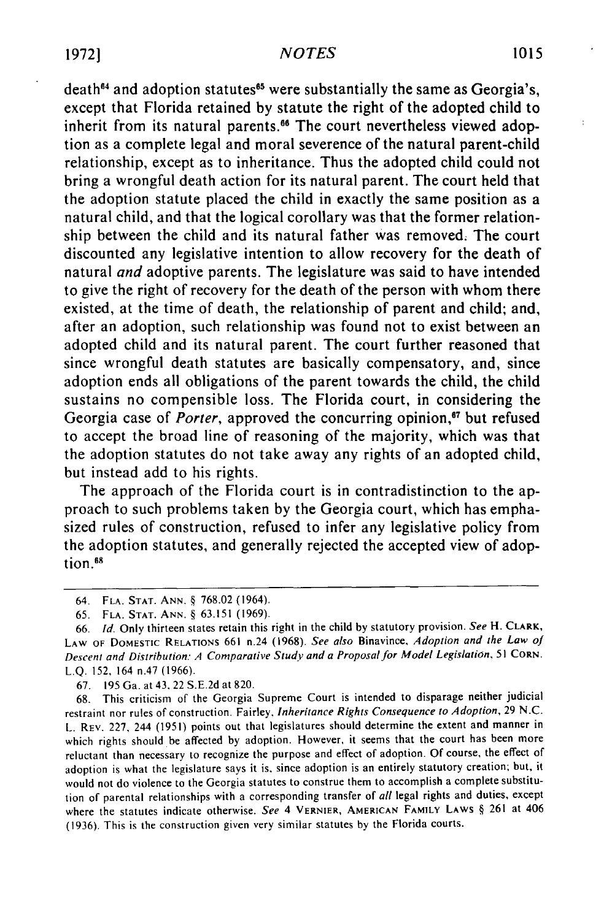death[64] and adoption statutes[65] were substantially the same as Georgia's, except that Florida retained by statute the right of the adopted child to inherit from its natural parents.[66] The court nevertheless viewed adoption as a complete legal and moral severence of the natural parent-child relationship, except as to inheritance. Thus the adopted child could not bring a wrongful death action for its natural parent. The court held that the adoption statute placed the child in exactly the same position as a natural child, and that the logical corollary was that the former relationship between the child and its natural father was removed. The court discounted any legislative intention to allow recovery for the death of natural *and* adoptive parents. The legislature was said to have intended to give the right of recovery for the death of the person with whom there existed, at the time of death, the relationship of parent and child; and, after an adoption, such relationship was found not to exist between an adopted child and its natural parent. The court further reasoned that since wrongful death statutes are basically compensatory, and, since adoption ends all obligations of the parent towards the child, the child sustains no compensible loss. The Florida court, in considering the Georgia case of *Porter*, approved the concurring opinion,[67] but refused to accept the broad line of reasoning of the majority, which was that the adoption statutes do not take away any rights of an adopted child, but instead add to his rights.

The approach of the Florida court is in contradistinction to the approach to such problems taken by the Georgia court, which has emphasized rules of construction, refused to infer any legislative policy from the adoption statutes, and generally rejected the accepted view of adoption.[68]

---

64. FLA. STAT. ANN. § 768.02 (1964).

65. FLA. STAT. ANN. § 63.151 (1969).

66. *Id.* Only thirteen states retain this right in the child by statutory provision. *See* H. CLARK, LAW OF DOMESTIC RELATIONS 661 n.24 (1968). *See also* Binavince, *Adoption and the Law of Descent and Distribution: A Comparative Study and a Proposal for Model Legislation*, 51 CORN. L.Q. 152, 164 n.47 (1966).

67. 195 Ga. at 43, 22 S.E.2d at 820.

68. This criticism of the Georgia Supreme Court is intended to disparage neither judicial restraint nor rules of construction. Fairley, *Inheritance Rights Consequence to Adoption*, 29 N.C. L. REV. 227, 244 (1951) points out that legislatures should determine the extent and manner in which rights should be affected by adoption. However, it seems that the court has been more reluctant than necessary to recognize the purpose and effect of adoption. Of course, the effect of adoption is what the legislature says it is, since adoption is an entirely statutory creation; but, it would not do violence to the Georgia statutes to construe them to accomplish a complete substitution of parental relationships with a corresponding transfer of *all* legal rights and duties, except where the statutes indicate otherwise. *See* 4 VERNIER, AMERICAN FAMILY LAWS § 261 at 406 (1936). This is the construction given very similar statutes by the Florida courts.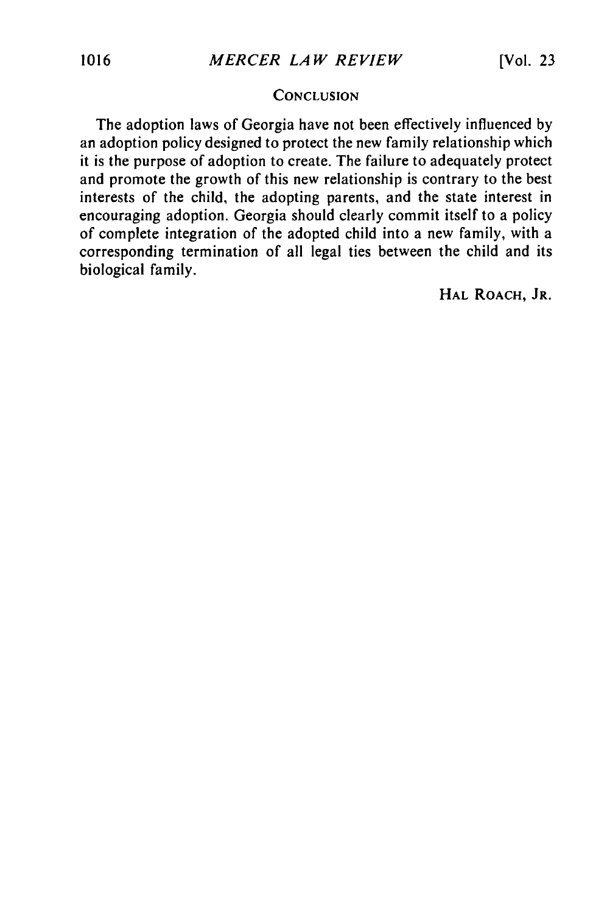## Conclusion

The adoption laws of Georgia have not been effectively influenced by an adoption policy designed to protect the new family relationship which it is the purpose of adoption to create. The failure to adequately protect and promote the growth of this new relationship is contrary to the best interests of the child, the adopting parents, and the state interest in encouraging adoption. Georgia should clearly commit itself to a policy of complete integration of the adopted child into a new family, with a corresponding termination of all legal ties between the child and its biological family.

Hal Roach, Jr.